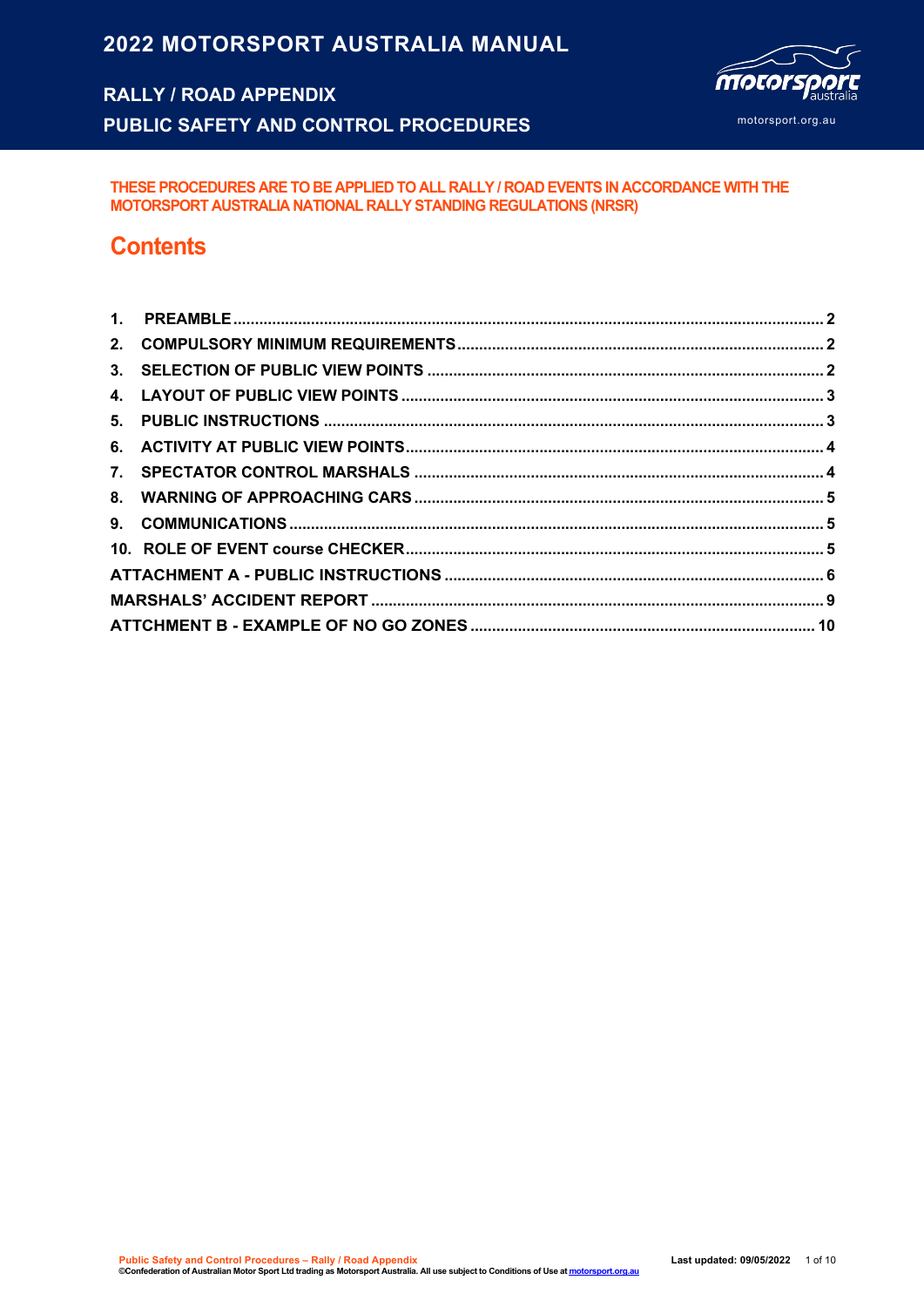# 2022 MOTORSPORT AUSTRALIA MANUAL

## RALLY / ROAD APPENDIX
## PUBLIC SAFETY AND CONTROL PROCEDURES

motorsport.org.au

**THESE PROCEDURES ARE TO BE APPLIED TO ALL RALLY / ROAD EVENTS IN ACCORDANCE WITH THE MOTORSPORT AUSTRALIA NATIONAL RALLY STANDING REGULATIONS (NRSR)**

## Contents

**1. PREAMBLE** ..... 2
**2. COMPULSORY MINIMUM REQUIREMENTS** ..... 2
**3. SELECTION OF PUBLIC VIEW POINTS** ..... 2
**4. LAYOUT OF PUBLIC VIEW POINTS** ..... 3
**5. PUBLIC INSTRUCTIONS** ..... 3
**6. ACTIVITY AT PUBLIC VIEW POINTS** ..... 4
**7. SPECTATOR CONTROL MARSHALS** ..... 4
**8. WARNING OF APPROACHING CARS** ..... 5
**9. COMMUNICATIONS** ..... 5
**10. ROLE OF EVENT course CHECKER** ..... 5
**ATTACHMENT A - PUBLIC INSTRUCTIONS** ..... 6
**MARSHALS' ACCIDENT REPORT** ..... 9
**ATTCHMENT B - EXAMPLE OF NO GO ZONES** ..... 10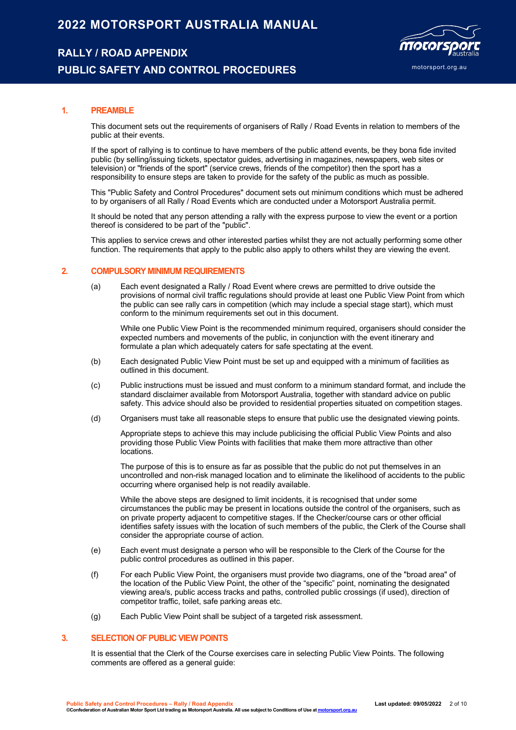## 1. PREAMBLE

This document sets out the requirements of organisers of Rally / Road Events in relation to members of the public at their events.

If the sport of rallying is to continue to have members of the public attend events, be they bona fide invited public (by selling/issuing tickets, spectator guides, advertising in magazines, newspapers, web sites or television) or "friends of the sport" (service crews, friends of the competitor) then the sport has a responsibility to ensure steps are taken to provide for the safety of the public as much as possible.

This "Public Safety and Control Procedures" document sets out minimum conditions which must be adhered to by organisers of all Rally / Road Events which are conducted under a Motorsport Australia permit.

It should be noted that any person attending a rally with the express purpose to view the event or a portion thereof is considered to be part of the "public".

This applies to service crews and other interested parties whilst they are not actually performing some other function. The requirements that apply to the public also apply to others whilst they are viewing the event.

## 2. COMPULSORY MINIMUM REQUIREMENTS

(a) Each event designated a Rally / Road Event where crews are permitted to drive outside the provisions of normal civil traffic regulations should provide at least one Public View Point from which the public can see rally cars in competition (which may include a special stage start), which must conform to the minimum requirements set out in this document.

While one Public View Point is the recommended minimum required, organisers should consider the expected numbers and movements of the public, in conjunction with the event itinerary and formulate a plan which adequately caters for safe spectating at the event.

(b) Each designated Public View Point must be set up and equipped with a minimum of facilities as outlined in this document.

(c) Public instructions must be issued and must conform to a minimum standard format, and include the standard disclaimer available from Motorsport Australia, together with standard advice on public safety. This advice should also be provided to residential properties situated on competition stages.

(d) Organisers must take all reasonable steps to ensure that public use the designated viewing points.

Appropriate steps to achieve this may include publicising the official Public View Points and also providing those Public View Points with facilities that make them more attractive than other locations.

The purpose of this is to ensure as far as possible that the public do not put themselves in an uncontrolled and non-risk managed location and to eliminate the likelihood of accidents to the public occurring where organised help is not readily available.

While the above steps are designed to limit incidents, it is recognised that under some circumstances the public may be present in locations outside the control of the organisers, such as on private property adjacent to competitive stages. If the Checker/course cars or other official identifies safety issues with the location of such members of the public, the Clerk of the Course shall consider the appropriate course of action.

(e) Each event must designate a person who will be responsible to the Clerk of the Course for the public control procedures as outlined in this paper.

(f) For each Public View Point, the organisers must provide two diagrams, one of the "broad area" of the location of the Public View Point, the other of the "specific" point, nominating the designated viewing area/s, public access tracks and paths, controlled public crossings (if used), direction of competitor traffic, toilet, safe parking areas etc.

(g) Each Public View Point shall be subject of a targeted risk assessment.

## 3. SELECTION OF PUBLIC VIEW POINTS

It is essential that the Clerk of the Course exercises care in selecting Public View Points. The following comments are offered as a general guide: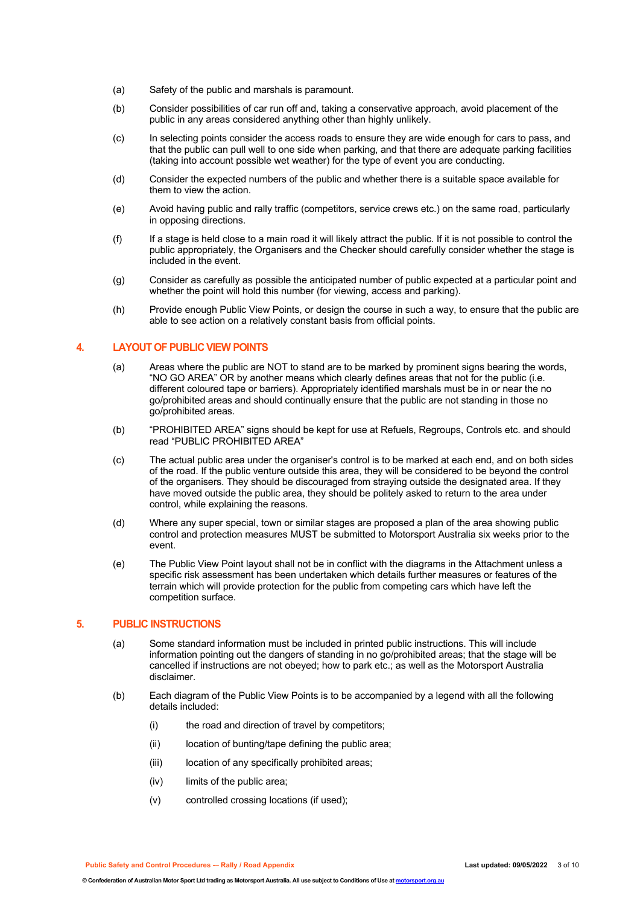(a) Safety of the public and marshals is paramount.

(b) Consider possibilities of car run off and, taking a conservative approach, avoid placement of the public in any areas considered anything other than highly unlikely.

(c) In selecting points consider the access roads to ensure they are wide enough for cars to pass, and that the public can pull well to one side when parking, and that there are adequate parking facilities (taking into account possible wet weather) for the type of event you are conducting.

(d) Consider the expected numbers of the public and whether there is a suitable space available for them to view the action.

(e) Avoid having public and rally traffic (competitors, service crews etc.) on the same road, particularly in opposing directions.

(f) If a stage is held close to a main road it will likely attract the public. If it is not possible to control the public appropriately, the Organisers and the Checker should carefully consider whether the stage is included in the event.

(g) Consider as carefully as possible the anticipated number of public expected at a particular point and whether the point will hold this number (for viewing, access and parking).

(h) Provide enough Public View Points, or design the course in such a way, to ensure that the public are able to see action on a relatively constant basis from official points.

## 4. LAYOUT OF PUBLIC VIEW POINTS

(a) Areas where the public are NOT to stand are to be marked by prominent signs bearing the words, "NO GO AREA" OR by another means which clearly defines areas that not for the public (i.e. different coloured tape or barriers). Appropriately identified marshals must be in or near the no go/prohibited areas and should continually ensure that the public are not standing in those no go/prohibited areas.

(b) "PROHIBITED AREA" signs should be kept for use at Refuels, Regroups, Controls etc. and should read "PUBLIC PROHIBITED AREA"

(c) The actual public area under the organiser's control is to be marked at each end, and on both sides of the road. If the public venture outside this area, they will be considered to be beyond the control of the organisers. They should be discouraged from straying outside the designated area. If they have moved outside the public area, they should be politely asked to return to the area under control, while explaining the reasons.

(d) Where any super special, town or similar stages are proposed a plan of the area showing public control and protection measures MUST be submitted to Motorsport Australia six weeks prior to the event.

(e) The Public View Point layout shall not be in conflict with the diagrams in the Attachment unless a specific risk assessment has been undertaken which details further measures or features of the terrain which will provide protection for the public from competing cars which have left the competition surface.

## 5. PUBLIC INSTRUCTIONS

(a) Some standard information must be included in printed public instructions. This will include information pointing out the dangers of standing in no go/prohibited areas; that the stage will be cancelled if instructions are not obeyed; how to park etc.; as well as the Motorsport Australia disclaimer.

(b) Each diagram of the Public View Points is to be accompanied by a legend with all the following details included:

(i) the road and direction of travel by competitors;

(ii) location of bunting/tape defining the public area;

(iii) location of any specifically prohibited areas;

(iv) limits of the public area;

(v) controlled crossing locations (if used);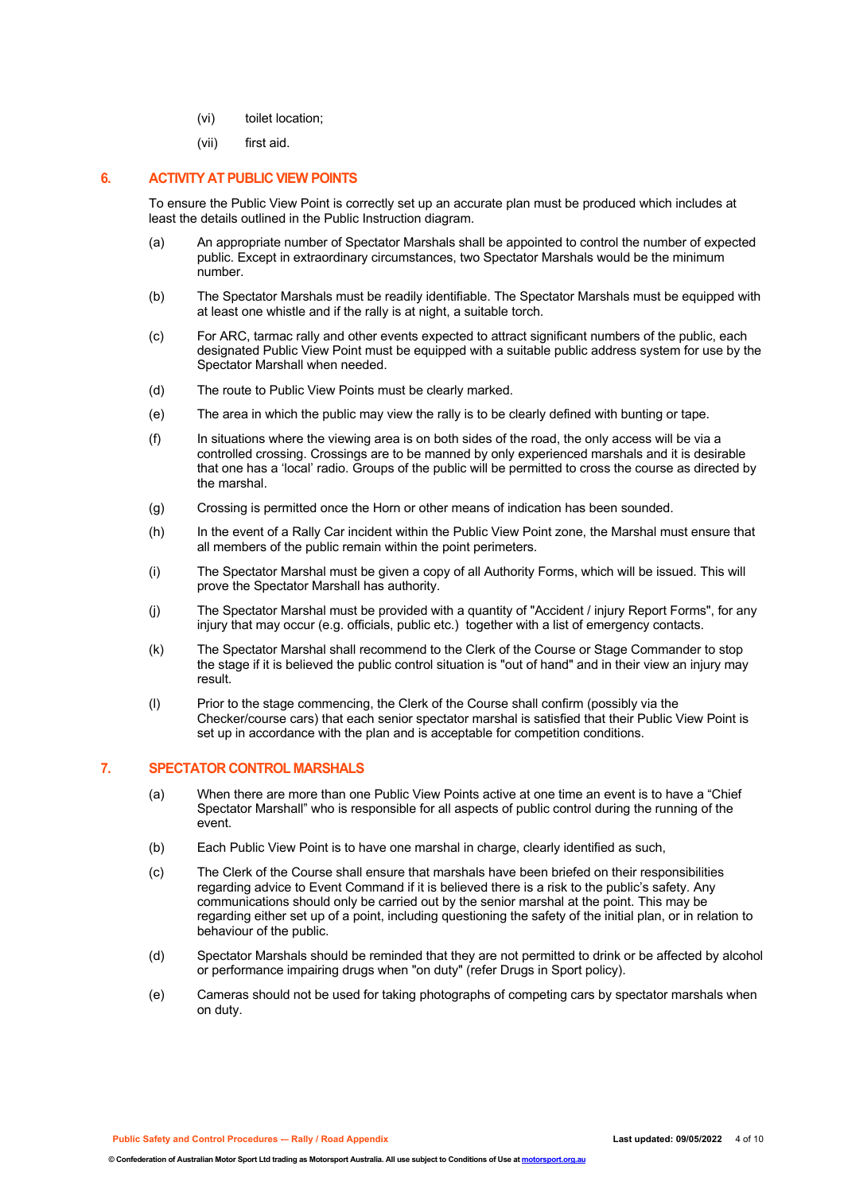(vi) toilet location;

(vii) first aid.

## 6. ACTIVITY AT PUBLIC VIEW POINTS

To ensure the Public View Point is correctly set up an accurate plan must be produced which includes at least the details outlined in the Public Instruction diagram.

(a) An appropriate number of Spectator Marshals shall be appointed to control the number of expected public. Except in extraordinary circumstances, two Spectator Marshals would be the minimum number.

(b) The Spectator Marshals must be readily identifiable. The Spectator Marshals must be equipped with at least one whistle and if the rally is at night, a suitable torch.

(c) For ARC, tarmac rally and other events expected to attract significant numbers of the public, each designated Public View Point must be equipped with a suitable public address system for use by the Spectator Marshall when needed.

(d) The route to Public View Points must be clearly marked.

(e) The area in which the public may view the rally is to be clearly defined with bunting or tape.

(f) In situations where the viewing area is on both sides of the road, the only access will be via a controlled crossing. Crossings are to be manned by only experienced marshals and it is desirable that one has a 'local' radio. Groups of the public will be permitted to cross the course as directed by the marshal.

(g) Crossing is permitted once the Horn or other means of indication has been sounded.

(h) In the event of a Rally Car incident within the Public View Point zone, the Marshal must ensure that all members of the public remain within the point perimeters.

(i) The Spectator Marshal must be given a copy of all Authority Forms, which will be issued. This will prove the Spectator Marshall has authority.

(j) The Spectator Marshal must be provided with a quantity of "Accident / injury Report Forms", for any injury that may occur (e.g. officials, public etc.) together with a list of emergency contacts.

(k) The Spectator Marshal shall recommend to the Clerk of the Course or Stage Commander to stop the stage if it is believed the public control situation is "out of hand" and in their view an injury may result.

(l) Prior to the stage commencing, the Clerk of the Course shall confirm (possibly via the Checker/course cars) that each senior spectator marshal is satisfied that their Public View Point is set up in accordance with the plan and is acceptable for competition conditions.

## 7. SPECTATOR CONTROL MARSHALS

(a) When there are more than one Public View Points active at one time an event is to have a "Chief Spectator Marshall" who is responsible for all aspects of public control during the running of the event.

(b) Each Public View Point is to have one marshal in charge, clearly identified as such,

(c) The Clerk of the Course shall ensure that marshals have been briefed on their responsibilities regarding advice to Event Command if it is believed there is a risk to the public's safety. Any communications should only be carried out by the senior marshal at the point. This may be regarding either set up of a point, including questioning the safety of the initial plan, or in relation to behaviour of the public.

(d) Spectator Marshals should be reminded that they are not permitted to drink or be affected by alcohol or performance impairing drugs when "on duty" (refer Drugs in Sport policy).

(e) Cameras should not be used for taking photographs of competing cars by spectator marshals when on duty.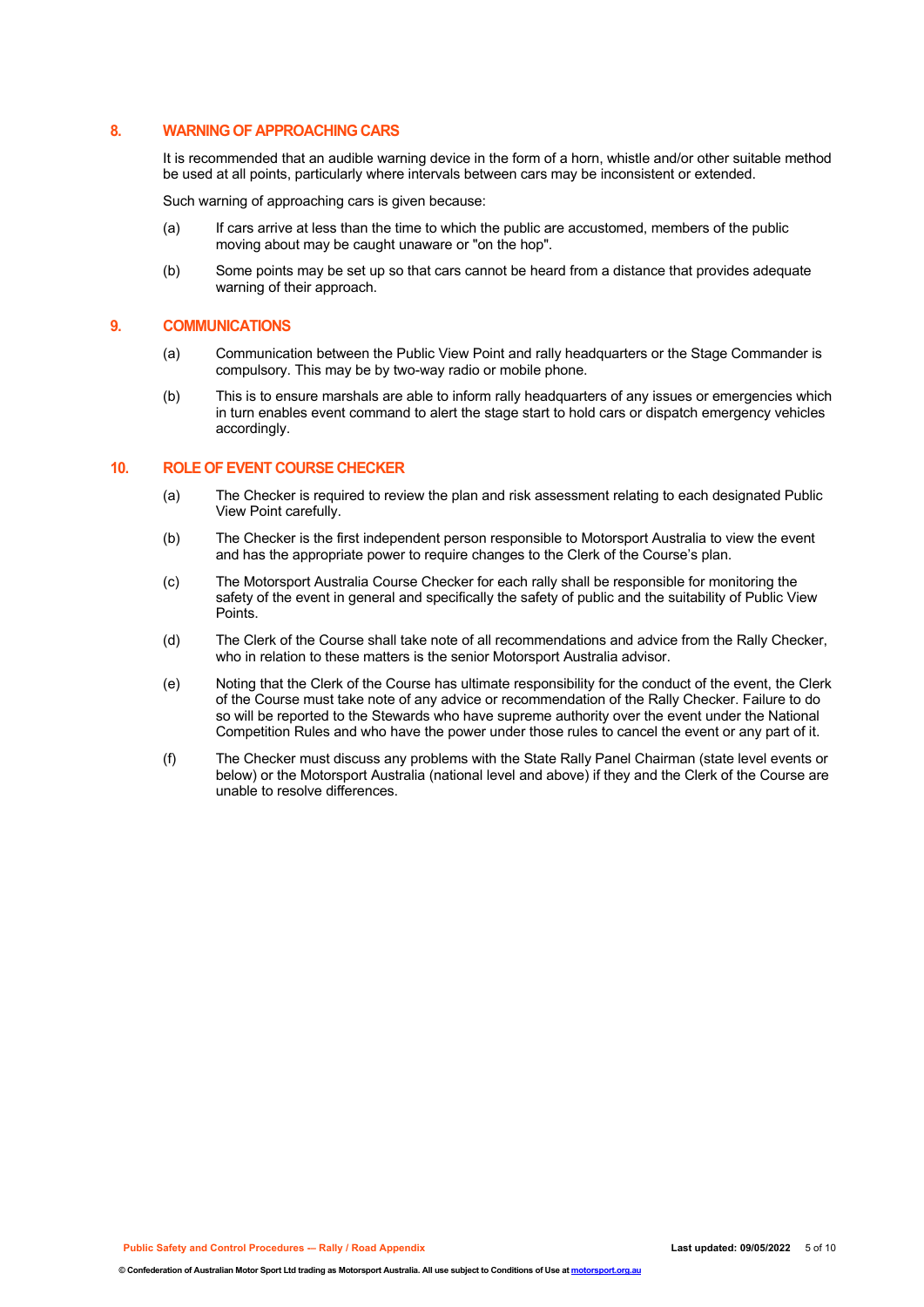## 8. WARNING OF APPROACHING CARS

It is recommended that an audible warning device in the form of a horn, whistle and/or other suitable method be used at all points, particularly where intervals between cars may be inconsistent or extended.

Such warning of approaching cars is given because:

(a) If cars arrive at less than the time to which the public are accustomed, members of the public moving about may be caught unaware or "on the hop".

(b) Some points may be set up so that cars cannot be heard from a distance that provides adequate warning of their approach.

## 9. COMMUNICATIONS

(a) Communication between the Public View Point and rally headquarters or the Stage Commander is compulsory. This may be by two-way radio or mobile phone.

(b) This is to ensure marshals are able to inform rally headquarters of any issues or emergencies which in turn enables event command to alert the stage start to hold cars or dispatch emergency vehicles accordingly.

## 10. ROLE OF EVENT COURSE CHECKER

(a) The Checker is required to review the plan and risk assessment relating to each designated Public View Point carefully.

(b) The Checker is the first independent person responsible to Motorsport Australia to view the event and has the appropriate power to require changes to the Clerk of the Course's plan.

(c) The Motorsport Australia Course Checker for each rally shall be responsible for monitoring the safety of the event in general and specifically the safety of public and the suitability of Public View Points.

(d) The Clerk of the Course shall take note of all recommendations and advice from the Rally Checker, who in relation to these matters is the senior Motorsport Australia advisor.

(e) Noting that the Clerk of the Course has ultimate responsibility for the conduct of the event, the Clerk of the Course must take note of any advice or recommendation of the Rally Checker. Failure to do so will be reported to the Stewards who have supreme authority over the event under the National Competition Rules and who have the power under those rules to cancel the event or any part of it.

(f) The Checker must discuss any problems with the State Rally Panel Chairman (state level events or below) or the Motorsport Australia (national level and above) if they and the Clerk of the Course are unable to resolve differences.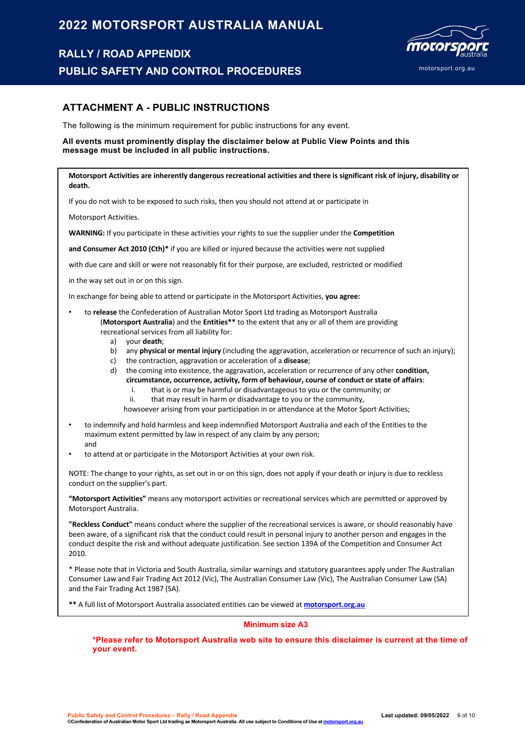## ATTACHMENT A - PUBLIC INSTRUCTIONS

The following is the minimum requirement for public instructions for any event.

**All events must prominently display the disclaimer below at Public View Points and this message must be included in all public instructions.**

**Motorsport Activities are inherently dangerous recreational activities and there is significant risk of injury, disability or death.**

If you do not wish to be exposed to such risks, then you should not attend at or participate in

Motorsport Activities.

**WARNING:** If you participate in these activities your rights to sue the supplier under the **Competition**

**and Consumer Act 2010 (Cth)*** if you are killed or injured because the activities were not supplied

with due care and skill or were not reasonably fit for their purpose, are excluded, restricted or modified

in the way set out in or on this sign.

In exchange for being able to attend or participate in the Motorsport Activities, **you agree:**

- to **release** the Confederation of Australian Motor Sport Ltd trading as Motorsport Australia (**Motorsport Australia**) and the **Entities**** to the extent that any or all of them are providing recreational services from all liability for:
  - a) your **death**;
  - b) any **physical or mental injury** (including the aggravation, acceleration or recurrence of such an injury);
  - c) the contraction, aggravation or acceleration of a **disease**;
  - d) the coming into existence, the aggravation, acceleration or recurrence of any other **condition, circumstance, occurrence, activity, form of behaviour, course of conduct or state of affairs**:
    - i. that is or may be harmful or disadvantageous to you or the community; or
    - ii. that may result in harm or disadvantage to you or the community,

    howsoever arising from your participation in or attendance at the Motor Sport Activities;
- to indemnify and hold harmless and keep indemnified Motorsport Australia and each of the Entities to the maximum extent permitted by law in respect of any claim by any person;
  and
- to attend at or participate in the Motorsport Activities at your own risk.

NOTE: The change to your rights, as set out in or on this sign, does not apply if your death or injury is due to reckless conduct on the supplier's part.

**"Motorsport Activities"** means any motorsport activities or recreational services which are permitted or approved by Motorsport Australia.

**"Reckless Conduct"** means conduct where the supplier of the recreational services is aware, or should reasonably have been aware, of a significant risk that the conduct could result in personal injury to another person and engages in the conduct despite the risk and without adequate justification. See section 139A of the Competition and Consumer Act 2010.

\* Please note that in Victoria and South Australia, similar warnings and statutory guarantees apply under The Australian Consumer Law and Fair Trading Act 2012 (Vic), The Australian Consumer Law (Vic), The Australian Consumer Law (SA) and the Fair Trading Act 1987 (SA).

**** A full list of Motorsport Australia associated entities can be viewed at [motorsport.org.au](motorsport.org.au)

**Minimum size A3**

***Please refer to Motorsport Australia web site to ensure this disclaimer is current at the time of your event.**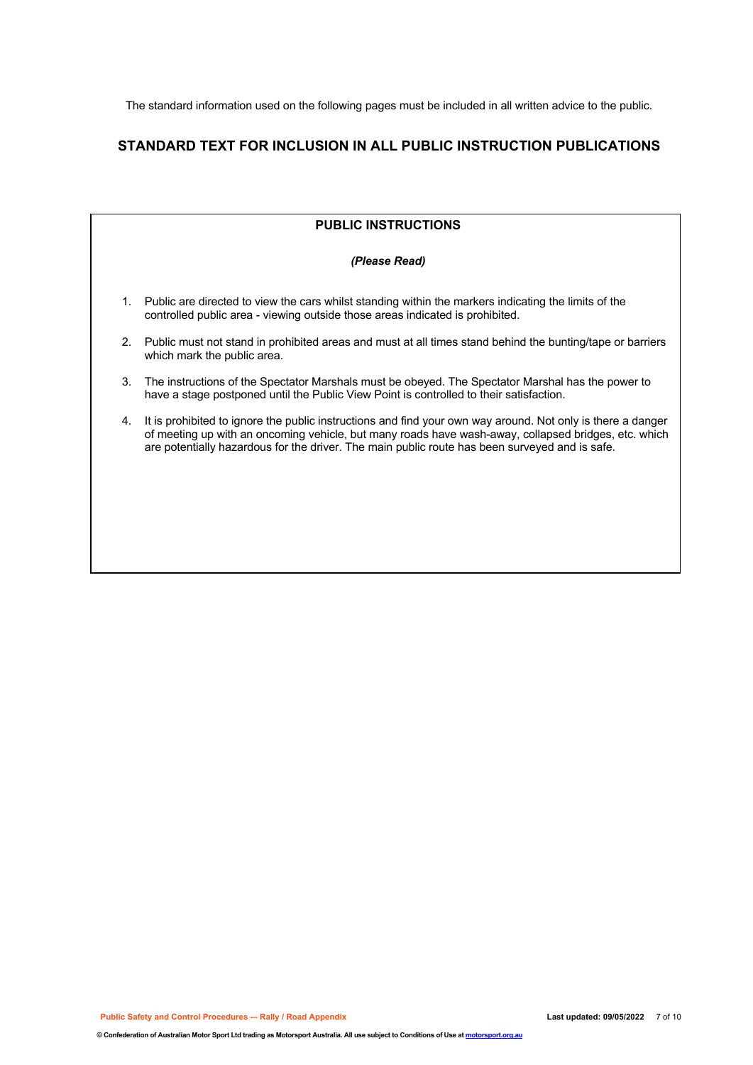The standard information used on the following pages must be included in all written advice to the public.

## STANDARD TEXT FOR INCLUSION IN ALL PUBLIC INSTRUCTION PUBLICATIONS

### PUBLIC INSTRUCTIONS

***(Please Read)***

1. Public are directed to view the cars whilst standing within the markers indicating the limits of the controlled public area - viewing outside those areas indicated is prohibited.
2. Public must not stand in prohibited areas and must at all times stand behind the bunting/tape or barriers which mark the public area.
3. The instructions of the Spectator Marshals must be obeyed. The Spectator Marshal has the power to have a stage postponed until the Public View Point is controlled to their satisfaction.
4. It is prohibited to ignore the public instructions and find your own way around. Not only is there a danger of meeting up with an oncoming vehicle, but many roads have wash-away, collapsed bridges, etc. which are potentially hazardous for the driver. The main public route has been surveyed and is safe.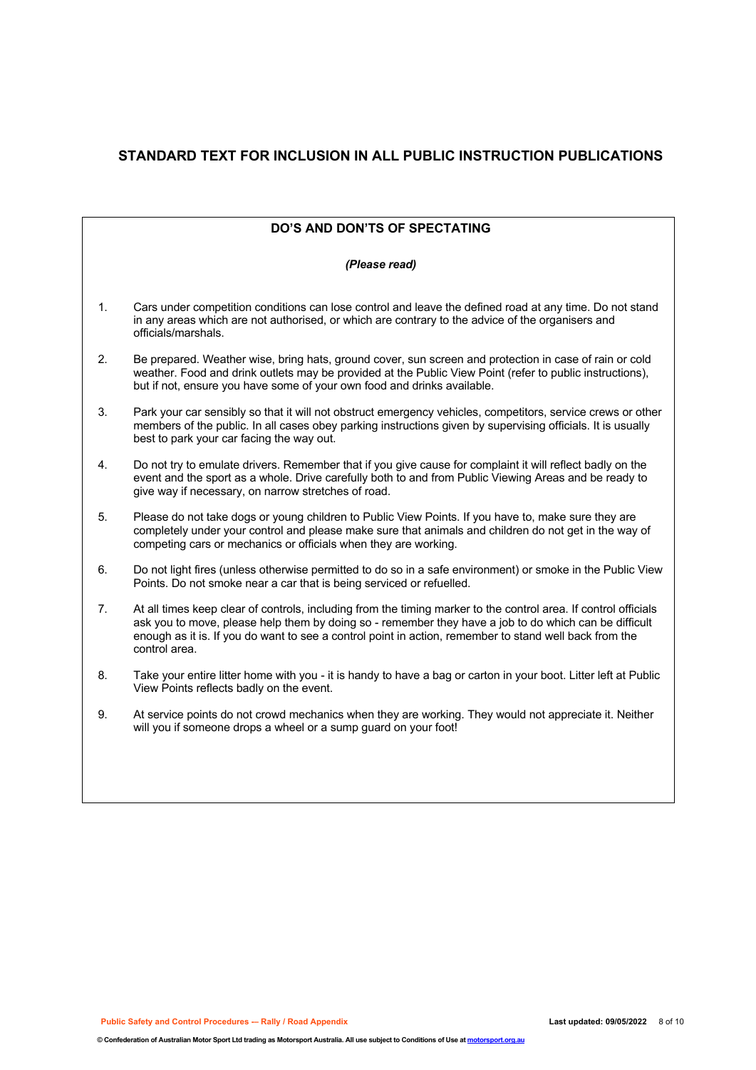## STANDARD TEXT FOR INCLUSION IN ALL PUBLIC INSTRUCTION PUBLICATIONS

### DO'S AND DON'TS OF SPECTATING

*(Please read)*

1. Cars under competition conditions can lose control and leave the defined road at any time. Do not stand in any areas which are not authorised, or which are contrary to the advice of the organisers and officials/marshals.

2. Be prepared. Weather wise, bring hats, ground cover, sun screen and protection in case of rain or cold weather. Food and drink outlets may be provided at the Public View Point (refer to public instructions), but if not, ensure you have some of your own food and drinks available.

3. Park your car sensibly so that it will not obstruct emergency vehicles, competitors, service crews or other members of the public. In all cases obey parking instructions given by supervising officials. It is usually best to park your car facing the way out.

4. Do not try to emulate drivers. Remember that if you give cause for complaint it will reflect badly on the event and the sport as a whole. Drive carefully both to and from Public Viewing Areas and be ready to give way if necessary, on narrow stretches of road.

5. Please do not take dogs or young children to Public View Points. If you have to, make sure they are completely under your control and please make sure that animals and children do not get in the way of competing cars or mechanics or officials when they are working.

6. Do not light fires (unless otherwise permitted to do so in a safe environment) or smoke in the Public View Points. Do not smoke near a car that is being serviced or refuelled.

7. At all times keep clear of controls, including from the timing marker to the control area. If control officials ask you to move, please help them by doing so - remember they have a job to do which can be difficult enough as it is. If you do want to see a control point in action, remember to stand well back from the control area.

8. Take your entire litter home with you - it is handy to have a bag or carton in your boot. Litter left at Public View Points reflects badly on the event.

9. At service points do not crowd mechanics when they are working. They would not appreciate it. Neither will you if someone drops a wheel or a sump guard on your foot!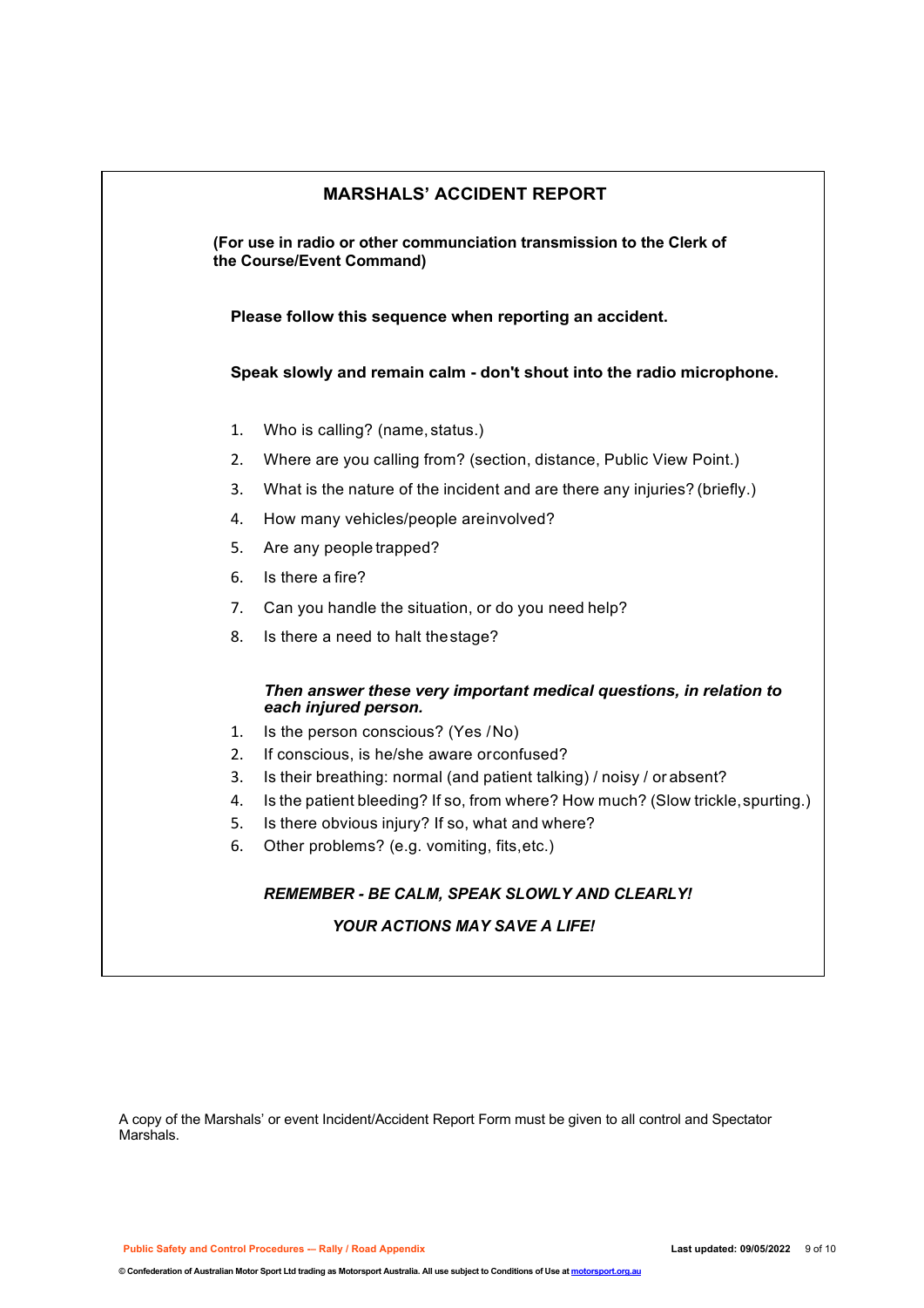## MARSHALS' ACCIDENT REPORT

**(For use in radio or other communciation transmission to the Clerk of the Course/Event Command)**

**Please follow this sequence when reporting an accident.**

**Speak slowly and remain calm - don't shout into the radio microphone.**

1. Who is calling? (name, status.)
2. Where are you calling from? (section, distance, Public View Point.)
3. What is the nature of the incident and are there any injuries? (briefly.)
4. How many vehicles/people are involved?
5. Are any people trapped?
6. Is there a fire?
7. Can you handle the situation, or do you need help?
8. Is there a need to halt the stage?

***Then answer these very important medical questions, in relation to each injured person.***

1. Is the person conscious? (Yes / No)
2. If conscious, is he/she aware or confused?
3. Is their breathing: normal (and patient talking) / noisy / or absent?
4. Is the patient bleeding? If so, from where? How much? (Slow trickle, spurting.)
5. Is there obvious injury? If so, what and where?
6. Other problems? (e.g. vomiting, fits, etc.)

***REMEMBER - BE CALM, SPEAK SLOWLY AND CLEARLY!***

***YOUR ACTIONS MAY SAVE A LIFE!***

A copy of the Marshals' or event Incident/Accident Report Form must be given to all control and Spectator Marshals.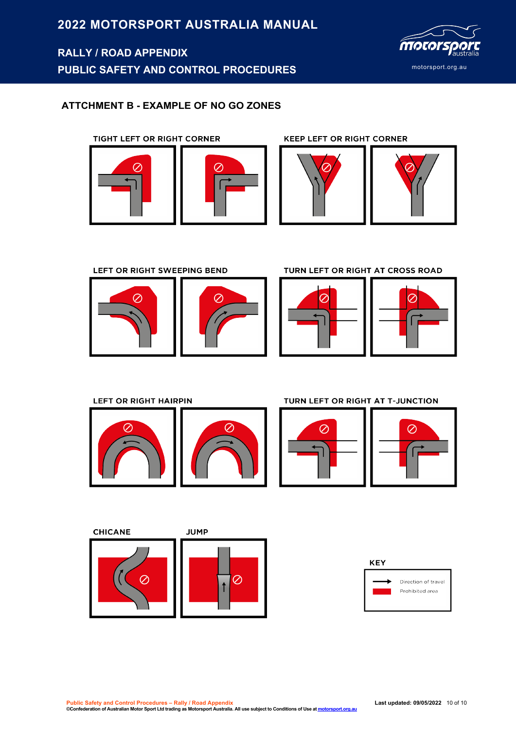## ATTCHMENT B - EXAMPLE OF NO GO ZONES

TIGHT LEFT OR RIGHT CORNER

KEEP LEFT OR RIGHT CORNER

LEFT OR RIGHT SWEEPING BEND

TURN LEFT OR RIGHT AT CROSS ROAD

LEFT OR RIGHT HAIRPIN

TURN LEFT OR RIGHT AT T-JUNCTION

CHICANE

JUMP

KEY

Direction of travel

Prohibited area